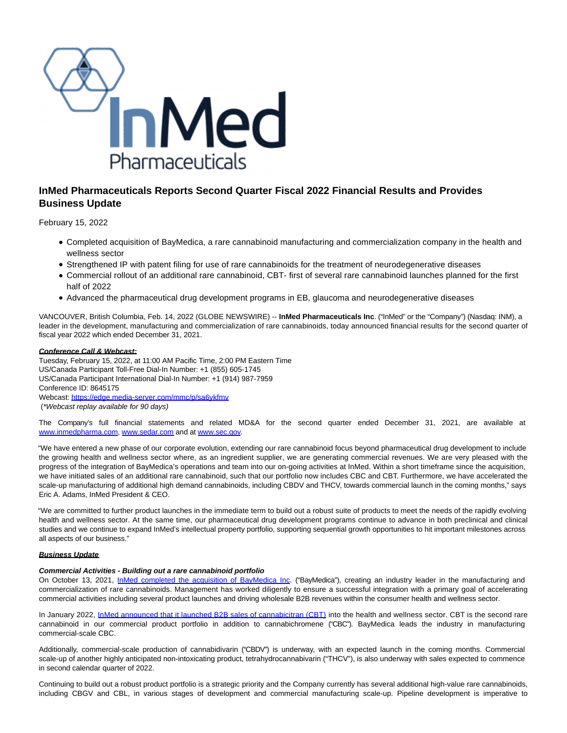# InMed Pharmaceuticals Reports Second Quarter Fiscal 2022 Financial Results and Provides Business Update

February 15, 2022

- Completed acquisition of BayMedica, a rare cannabinoid manufacturing and commercialization company in the health and wellness sector
- Strengthened IP with patent filing for use of rare cannabinoids for the treatment of neurodegenerative diseases
- Commercial rollout of an additional rare cannabinoid, CBT- first of several rare cannabinoid launches planned for the first half of 2022
- Advanced the pharmaceutical drug development programs in EB, glaucoma and neurodegenerative diseases

VANCOUVER, British Columbia, Feb. 14, 2022 (GLOBE NEWSWIRE) -- **InMed Pharmaceuticals Inc**. ("InMed" or the "Company") (Nasdaq: INM), a leader in the development, manufacturing and commercialization of rare cannabinoids, today announced financial results for the second quarter of fiscal year 2022 which ended December 31, 2021.

***Conference Call & Webcast:***

Tuesday, February 15, 2022, at 11:00 AM Pacific Time, 2:00 PM Eastern Time
US/Canada Participant Toll-Free Dial-In Number: +1 (855) 605-1745
US/Canada Participant International Dial-In Number: +1 (914) 987-7959
Conference ID: 8645175
Webcast: [https://edge.media-server.com/mmc/p/sa6ykfmy](https://edge.media-server.com/mmc/p/sa6ykfmy)
(*Webcast replay available for 90 days)*

The Company's full financial statements and related MD&A for the second quarter ended December 31, 2021, are available at www.inmedpharma.com, www.sedar.com and at www.sec.gov.

"We have entered a new phase of our corporate evolution, extending our rare cannabinoid focus beyond pharmaceutical drug development to include the growing health and wellness sector where, as an ingredient supplier, we are generating commercial revenues. We are very pleased with the progress of the integration of BayMedica's operations and team into our on-going activities at InMed. Within a short timeframe since the acquisition, we have initiated sales of an additional rare cannabinoid, such that our portfolio now includes CBC and CBT. Furthermore, we have accelerated the scale-up manufacturing of additional high demand cannabinoids, including CBDV and THCV, towards commercial launch in the coming months," says Eric A. Adams, InMed President & CEO.

"We are committed to further product launches in the immediate term to build out a robust suite of products to meet the needs of the rapidly evolving health and wellness sector. At the same time, our pharmaceutical drug development programs continue to advance in both preclinical and clinical studies and we continue to expand InMed's intellectual property portfolio, supporting sequential growth opportunities to hit important milestones across all aspects of our business."

***Business Update***

***Commercial Activities - Building out a rare cannabinoid portfolio***

On October 13, 2021, InMed completed the acquisition of BayMedica Inc. ("BayMedica"), creating an industry leader in the manufacturing and commercialization of rare cannabinoids. Management has worked diligently to ensure a successful integration with a primary goal of accelerating commercial activities including several product launches and driving wholesale B2B revenues within the consumer health and wellness sector.

In January 2022, InMed announced that it launched B2B sales of cannabicitran (CBT) into the health and wellness sector. CBT is the second rare cannabinoid in our commercial product portfolio in addition to cannabichromene ("CBC"). BayMedica leads the industry in manufacturing commercial-scale CBC.

Additionally, commercial-scale production of cannabidivarin ("CBDV") is underway, with an expected launch in the coming months. Commercial scale-up of another highly anticipated non-intoxicating product, tetrahydrocannabivarin ("THCV"), is also underway with sales expected to commence in second calendar quarter of 2022.

Continuing to build out a robust product portfolio is a strategic priority and the Company currently has several additional high-value rare cannabinoids, including CBGV and CBL, in various stages of development and commercial manufacturing scale-up. Pipeline development is imperative to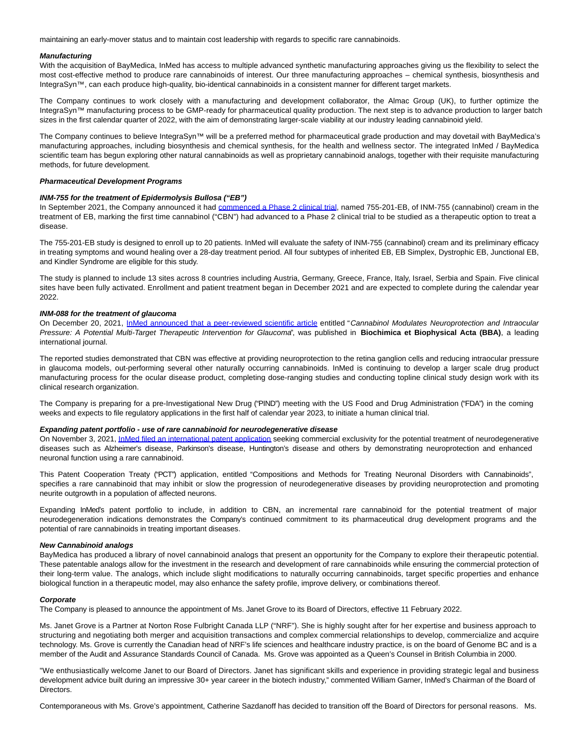maintaining an early-mover status and to maintain cost leadership with regards to specific rare cannabinoids.

***Manufacturing***

With the acquisition of BayMedica, InMed has access to multiple advanced synthetic manufacturing approaches giving us the flexibility to select the most cost-effective method to produce rare cannabinoids of interest. Our three manufacturing approaches – chemical synthesis, biosynthesis and IntegraSyn™, can each produce high-quality, bio-identical cannabinoids in a consistent manner for different target markets.

The Company continues to work closely with a manufacturing and development collaborator, the Almac Group (UK), to further optimize the IntegraSyn™ manufacturing process to be GMP-ready for pharmaceutical quality production. The next step is to advance production to larger batch sizes in the first calendar quarter of 2022, with the aim of demonstrating larger-scale viability at our industry leading cannabinoid yield.

The Company continues to believe IntegraSyn™ will be a preferred method for pharmaceutical grade production and may dovetail with BayMedica's manufacturing approaches, including biosynthesis and chemical synthesis, for the health and wellness sector. The integrated InMed / BayMedica scientific team has begun exploring other natural cannabinoids as well as proprietary cannabinoid analogs, together with their requisite manufacturing methods, for future development.

***Pharmaceutical Development Programs***

***INM-755 for the treatment of Epidermolysis Bullosa ("EB")***

In September 2021, the Company announced it had commenced a Phase 2 clinical trial, named 755-201-EB, of INM-755 (cannabinol) cream in the treatment of EB, marking the first time cannabinol ("CBN") had advanced to a Phase 2 clinical trial to be studied as a therapeutic option to treat a disease.

The 755-201-EB study is designed to enroll up to 20 patients. InMed will evaluate the safety of INM-755 (cannabinol) cream and its preliminary efficacy in treating symptoms and wound healing over a 28-day treatment period. All four subtypes of inherited EB, EB Simplex, Dystrophic EB, Junctional EB, and Kindler Syndrome are eligible for this study.

The study is planned to include 13 sites across 8 countries including Austria, Germany, Greece, France, Italy, Israel, Serbia and Spain. Five clinical sites have been fully activated. Enrollment and patient treatment began in December 2021 and are expected to complete during the calendar year 2022.

***INM-088 for the treatment of glaucoma***

On December 20, 2021, InMed announced that a peer-reviewed scientific article entitled "*Cannabinol Modulates Neuroprotection and Intraocular Pressure: A Potential Multi-Target Therapeutic Intervention for Glaucoma*", was published in **Biochimica et Biophysical Acta (BBA)**, a leading international journal.

The reported studies demonstrated that CBN was effective at providing neuroprotection to the retina ganglion cells and reducing intraocular pressure in glaucoma models, out-performing several other naturally occurring cannabinoids. InMed is continuing to develop a larger scale drug product manufacturing process for the ocular disease product, completing dose-ranging studies and conducting topline clinical study design work with its clinical research organization.

The Company is preparing for a pre-Investigational New Drug ("PIND") meeting with the US Food and Drug Administration ("FDA") in the coming weeks and expects to file regulatory applications in the first half of calendar year 2023, to initiate a human clinical trial.

***Expanding patent portfolio - use of rare cannabinoid for neurodegenerative disease***

On November 3, 2021, InMed filed an international patent application seeking commercial exclusivity for the potential treatment of neurodegenerative diseases such as Alzheimer's disease, Parkinson's disease, Huntington's disease and others by demonstrating neuroprotection and enhanced neuronal function using a rare cannabinoid.

This Patent Cooperation Treaty ("PCT") application, entitled "Compositions and Methods for Treating Neuronal Disorders with Cannabinoids", specifies a rare cannabinoid that may inhibit or slow the progression of neurodegenerative diseases by providing neuroprotection and promoting neurite outgrowth in a population of affected neurons.

Expanding InMed's patent portfolio to include, in addition to CBN, an incremental rare cannabinoid for the potential treatment of major neurodegeneration indications demonstrates the Company's continued commitment to its pharmaceutical drug development programs and the potential of rare cannabinoids in treating important diseases.

***New Cannabinoid analogs***

BayMedica has produced a library of novel cannabinoid analogs that present an opportunity for the Company to explore their therapeutic potential. These patentable analogs allow for the investment in the research and development of rare cannabinoids while ensuring the commercial protection of their long-term value. The analogs, which include slight modifications to naturally occurring cannabinoids, target specific properties and enhance biological function in a therapeutic model, may also enhance the safety profile, improve delivery, or combinations thereof.

***Corporate***

The Company is pleased to announce the appointment of Ms. Janet Grove to its Board of Directors, effective 11 February 2022.

Ms. Janet Grove is a Partner at Norton Rose Fulbright Canada LLP ("NRF"). She is highly sought after for her expertise and business approach to structuring and negotiating both merger and acquisition transactions and complex commercial relationships to develop, commercialize and acquire technology. Ms. Grove is currently the Canadian head of NRF's life sciences and healthcare industry practice, is on the board of Genome BC and is a member of the Audit and Assurance Standards Council of Canada. Ms. Grove was appointed as a Queen's Counsel in British Columbia in 2000.

"We enthusiastically welcome Janet to our Board of Directors. Janet has significant skills and experience in providing strategic legal and business development advice built during an impressive 30+ year career in the biotech industry," commented William Garner, InMed's Chairman of the Board of Directors.

Contemporaneous with Ms. Grove's appointment, Catherine Sazdanoff has decided to transition off the Board of Directors for personal reasons. Ms.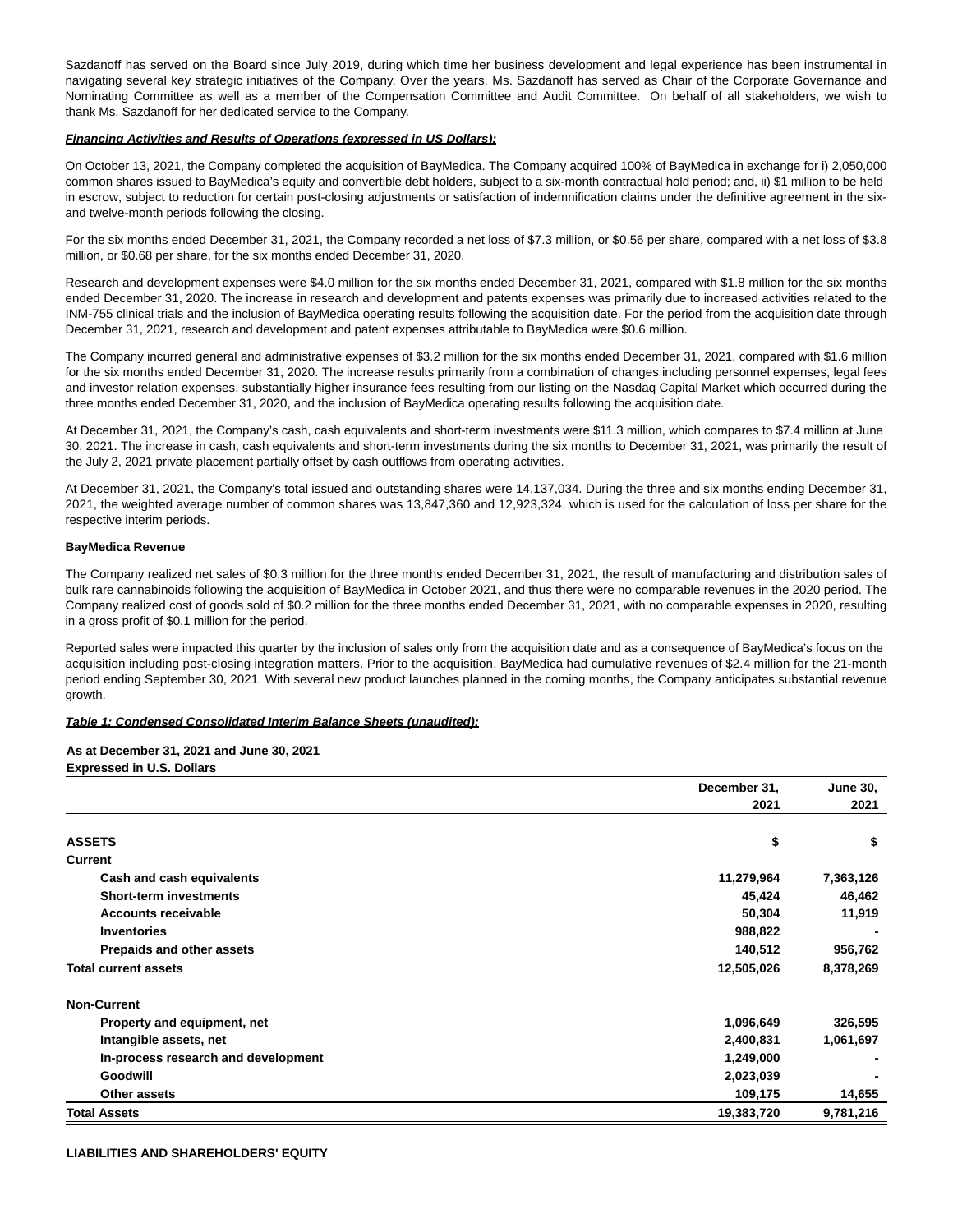Sazdanoff has served on the Board since July 2019, during which time her business development and legal experience has been instrumental in navigating several key strategic initiatives of the Company. Over the years, Ms. Sazdanoff has served as Chair of the Corporate Governance and Nominating Committee as well as a member of the Compensation Committee and Audit Committee. On behalf of all stakeholders, we wish to thank Ms. Sazdanoff for her dedicated service to the Company.

***Financing Activities and Results of Operations (expressed in US Dollars):***

On October 13, 2021, the Company completed the acquisition of BayMedica. The Company acquired 100% of BayMedica in exchange for i) 2,050,000 common shares issued to BayMedica's equity and convertible debt holders, subject to a six-month contractual hold period; and, ii) $1 million to be held in escrow, subject to reduction for certain post-closing adjustments or satisfaction of indemnification claims under the definitive agreement in the six- and twelve-month periods following the closing.

For the six months ended December 31, 2021, the Company recorded a net loss of $7.3 million, or $0.56 per share, compared with a net loss of $3.8 million, or $0.68 per share, for the six months ended December 31, 2020.

Research and development expenses were $4.0 million for the six months ended December 31, 2021, compared with $1.8 million for the six months ended December 31, 2020. The increase in research and development and patents expenses was primarily due to increased activities related to the INM-755 clinical trials and the inclusion of BayMedica operating results following the acquisition date. For the period from the acquisition date through December 31, 2021, research and development and patent expenses attributable to BayMedica were $0.6 million.

The Company incurred general and administrative expenses of $3.2 million for the six months ended December 31, 2021, compared with $1.6 million for the six months ended December 31, 2020. The increase results primarily from a combination of changes including personnel expenses, legal fees and investor relation expenses, substantially higher insurance fees resulting from our listing on the Nasdaq Capital Market which occurred during the three months ended December 31, 2020, and the inclusion of BayMedica operating results following the acquisition date.

At December 31, 2021, the Company's cash, cash equivalents and short-term investments were $11.3 million, which compares to $7.4 million at June 30, 2021. The increase in cash, cash equivalents and short-term investments during the six months to December 31, 2021, was primarily the result of the July 2, 2021 private placement partially offset by cash outflows from operating activities.

At December 31, 2021, the Company's total issued and outstanding shares were 14,137,034. During the three and six months ending December 31, 2021, the weighted average number of common shares was 13,847,360 and 12,923,324, which is used for the calculation of loss per share for the respective interim periods.

**BayMedica Revenue**

The Company realized net sales of $0.3 million for the three months ended December 31, 2021, the result of manufacturing and distribution sales of bulk rare cannabinoids following the acquisition of BayMedica in October 2021, and thus there were no comparable revenues in the 2020 period. The Company realized cost of goods sold of $0.2 million for the three months ended December 31, 2021, with no comparable expenses in 2020, resulting in a gross profit of $0.1 million for the period.

Reported sales were impacted this quarter by the inclusion of sales only from the acquisition date and as a consequence of BayMedica's focus on the acquisition including post-closing integration matters. Prior to the acquisition, BayMedica had cumulative revenues of $2.4 million for the 21-month period ending September 30, 2021. With several new product launches planned in the coming months, the Company anticipates substantial revenue growth.

***Table 1: Condensed Consolidated Interim Balance Sheets (unaudited):***

**As at December 31, 2021 and June 30, 2021**
**Expressed in U.S. Dollars**

| | December 31, 2021 | June 30, 2021 |
|---|---|---|
| **ASSETS** | **$** | **$** |
| **Current** | | |
| Cash and cash equivalents | 11,279,964 | 7,363,126 |
| Short-term investments | 45,424 | 46,462 |
| Accounts receivable | 50,304 | 11,919 |
| Inventories | 988,822 | - |
| Prepaids and other assets | 140,512 | 956,762 |
| **Total current assets** | **12,505,026** | **8,378,269** |
| **Non-Current** | | |
| Property and equipment, net | 1,096,649 | 326,595 |
| Intangible assets, net | 2,400,831 | 1,061,697 |
| In-process research and development | 1,249,000 | - |
| Goodwill | 2,023,039 | - |
| Other assets | 109,175 | 14,655 |
| **Total Assets** | **19,383,720** | **9,781,216** |

**LIABILITIES AND SHAREHOLDERS' EQUITY**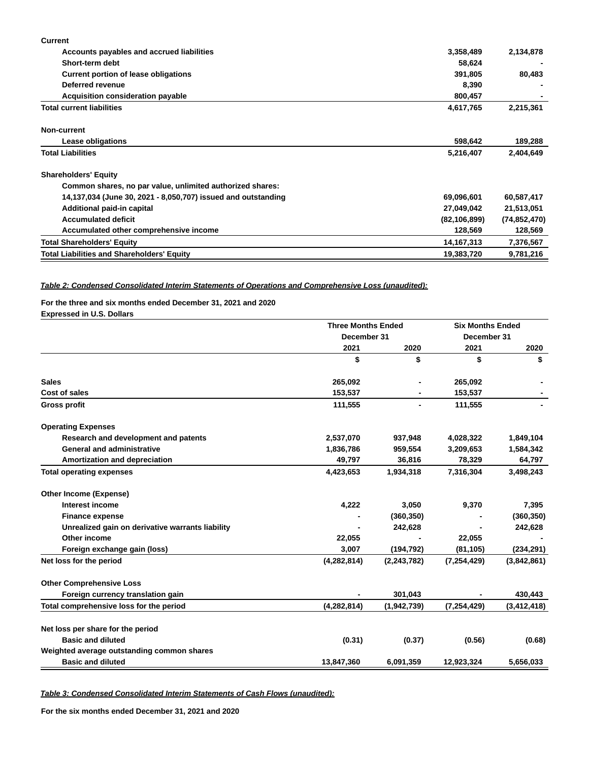| | | |
|---|---|---|
| **Current** | | |
| Accounts payables and accrued liabilities | 3,358,489 | 2,134,878 |
| Short-term debt | 58,624 | - |
| Current portion of lease obligations | 391,805 | 80,483 |
| Deferred revenue | 8,390 | - |
| Acquisition consideration payable | 800,457 | - |
| **Total current liabilities** | 4,617,765 | 2,215,361 |
| | | |
| **Non-current** | | |
| Lease obligations | 598,642 | 189,288 |
| **Total Liabilities** | 5,216,407 | 2,404,649 |
| | | |
| **Shareholders' Equity** | | |
| Common shares, no par value, unlimited authorized shares: | | |
| 14,137,034 (June 30, 2021 - 8,050,707) issued and outstanding | 69,096,601 | 60,587,417 |
| Additional paid-in capital | 27,049,042 | 21,513,051 |
| Accumulated deficit | (82,106,899) | (74,852,470) |
| Accumulated other comprehensive income | 128,569 | 128,569 |
| **Total Shareholders' Equity** | 14,167,313 | 7,376,567 |
| **Total Liabilities and Shareholders' Equity** | 19,383,720 | 9,781,216 |

***Table 2: Condensed Consolidated Interim Statements of Operations and Comprehensive Loss (unaudited):***

**For the three and six months ended December 31, 2021 and 2020**
**Expressed in U.S. Dollars**

| | Three Months Ended December 31 | | Six Months Ended December 31 | |
|---|---|---|---|---|
| | 2021 | 2020 | 2021 | 2020 |
| | $ | $ | $ | $ |
| **Sales** | 265,092 | - | 265,092 | - |
| **Cost of sales** | 153,537 | - | 153,537 | - |
| **Gross profit** | 111,555 | - | 111,555 | - |
| | | | | |
| **Operating Expenses** | | | | |
| Research and development and patents | 2,537,070 | 937,948 | 4,028,322 | 1,849,104 |
| General and administrative | 1,836,786 | 959,554 | 3,209,653 | 1,584,342 |
| Amortization and depreciation | 49,797 | 36,816 | 78,329 | 64,797 |
| **Total operating expenses** | 4,423,653 | 1,934,318 | 7,316,304 | 3,498,243 |
| | | | | |
| **Other Income (Expense)** | | | | |
| Interest income | 4,222 | 3,050 | 9,370 | 7,395 |
| Finance expense | - | (360,350) | - | (360,350) |
| Unrealized gain on derivative warrants liability | - | 242,628 | - | 242,628 |
| Other income | 22,055 | - | 22,055 | - |
| Foreign exchange gain (loss) | 3,007 | (194,792) | (81,105) | (234,291) |
| **Net loss for the period** | (4,282,814) | (2,243,782) | (7,254,429) | (3,842,861) |
| | | | | |
| **Other Comprehensive Loss** | | | | |
| Foreign currency translation gain | - | 301,043 | - | 430,443 |
| **Total comprehensive loss for the period** | (4,282,814) | (1,942,739) | (7,254,429) | (3,412,418) |
| | | | | |
| **Net loss per share for the period** | | | | |
| Basic and diluted | (0.31) | (0.37) | (0.56) | (0.68) |
| **Weighted average outstanding common shares** | | | | |
| Basic and diluted | 13,847,360 | 6,091,359 | 12,923,324 | 5,656,033 |

***Table 3: Condensed Consolidated Interim Statements of Cash Flows (unaudited):***

**For the six months ended December 31, 2021 and 2020**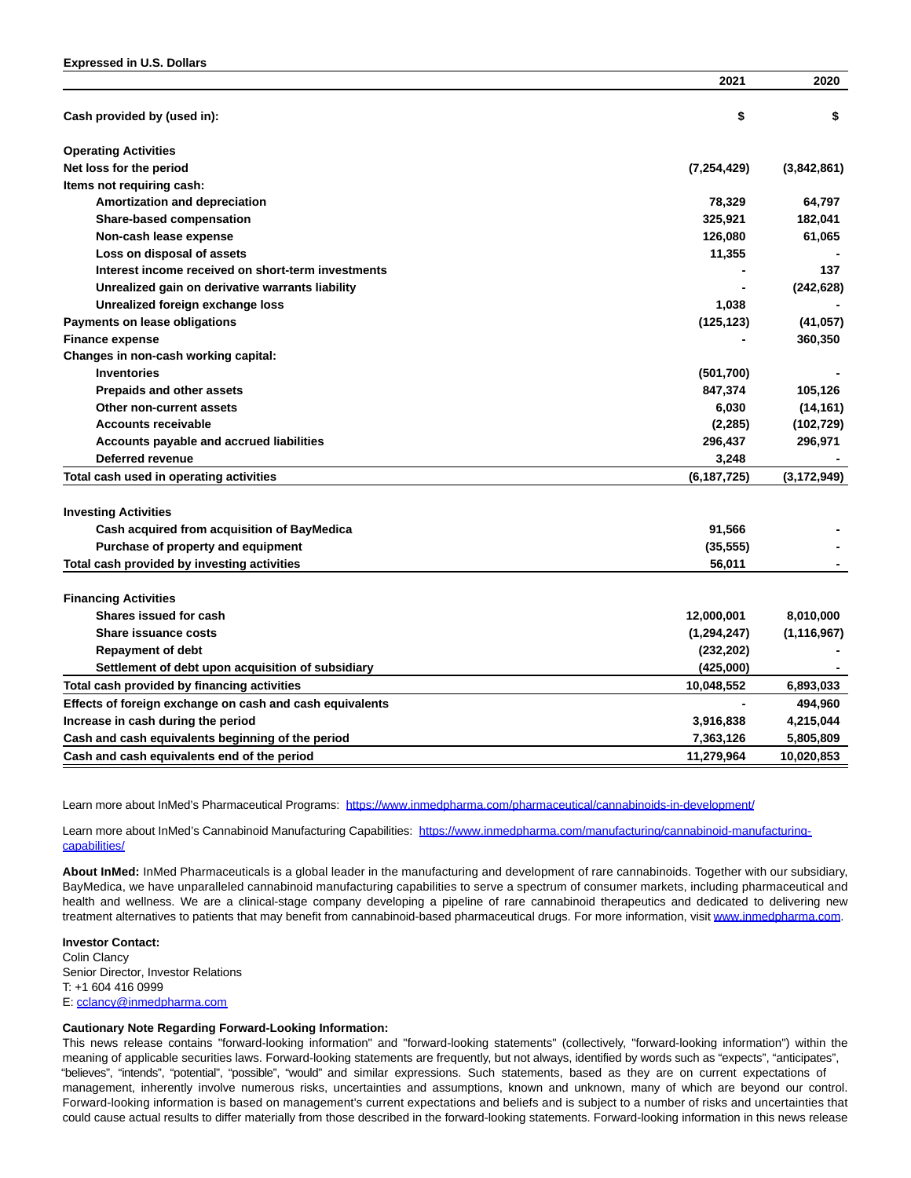**Expressed in U.S. Dollars**

| | 2021 | 2020 |
|---|---|---|
| **Cash provided by (used in):** | **$** | **$** |
| **Operating Activities** | | |
| **Net loss for the period** | **(7,254,429)** | **(3,842,861)** |
| **Items not requiring cash:** | | |
| **Amortization and depreciation** | **78,329** | **64,797** |
| **Share-based compensation** | **325,921** | **182,041** |
| **Non-cash lease expense** | **126,080** | **61,065** |
| **Loss on disposal of assets** | **11,355** | **-** |
| **Interest income received on short-term investments** | **-** | **137** |
| **Unrealized gain on derivative warrants liability** | **-** | **(242,628)** |
| **Unrealized foreign exchange loss** | **1,038** | **-** |
| **Payments on lease obligations** | **(125,123)** | **(41,057)** |
| **Finance expense** | **-** | **360,350** |
| **Changes in non-cash working capital:** | | |
| **Inventories** | **(501,700)** | **-** |
| **Prepaids and other assets** | **847,374** | **105,126** |
| **Other non-current assets** | **6,030** | **(14,161)** |
| **Accounts receivable** | **(2,285)** | **(102,729)** |
| **Accounts payable and accrued liabilities** | **296,437** | **296,971** |
| **Deferred revenue** | **3,248** | **-** |
| **Total cash used in operating activities** | **(6,187,725)** | **(3,172,949)** |
| **Investing Activities** | | |
| **Cash acquired from acquisition of BayMedica** | **91,566** | **-** |
| **Purchase of property and equipment** | **(35,555)** | **-** |
| **Total cash provided by investing activities** | **56,011** | **-** |
| **Financing Activities** | | |
| **Shares issued for cash** | **12,000,001** | **8,010,000** |
| **Share issuance costs** | **(1,294,247)** | **(1,116,967)** |
| **Repayment of debt** | **(232,202)** | **-** |
| **Settlement of debt upon acquisition of subsidiary** | **(425,000)** | **-** |
| **Total cash provided by financing activities** | **10,048,552** | **6,893,033** |
| **Effects of foreign exchange on cash and cash equivalents** | **-** | **494,960** |
| **Increase in cash during the period** | **3,916,838** | **4,215,044** |
| **Cash and cash equivalents beginning of the period** | **7,363,126** | **5,805,809** |
| **Cash and cash equivalents end of the period** | **11,279,964** | **10,020,853** |

Learn more about InMed's Pharmaceutical Programs: [https://www.inmedpharma.com/pharmaceutical/cannabinoids-in-development/](https://www.inmedpharma.com/pharmaceutical/cannabinoids-in-development/)

Learn more about InMed's Cannabinoid Manufacturing Capabilities: [https://www.inmedpharma.com/manufacturing/cannabinoid-manufacturing-capabilities/](https://www.inmedpharma.com/manufacturing/cannabinoid-manufacturing-capabilities/)

**About InMed:** InMed Pharmaceuticals is a global leader in the manufacturing and development of rare cannabinoids. Together with our subsidiary, BayMedica, we have unparalleled cannabinoid manufacturing capabilities to serve a spectrum of consumer markets, including pharmaceutical and health and wellness. We are a clinical-stage company developing a pipeline of rare cannabinoid therapeutics and dedicated to delivering new treatment alternatives to patients that may benefit from cannabinoid-based pharmaceutical drugs. For more information, visit [www.inmedpharma.com](http://www.inmedpharma.com).

**Investor Contact:**
Colin Clancy
Senior Director, Investor Relations
T: +1 604 416 0999
E: [cclancy@inmedpharma.com](mailto:cclancy@inmedpharma.com)

**Cautionary Note Regarding Forward-Looking Information:**
This news release contains "forward-looking information" and "forward-looking statements" (collectively, "forward-looking information") within the meaning of applicable securities laws. Forward-looking statements are frequently, but not always, identified by words such as "expects", "anticipates", "believes", "intends", "potential", "possible", "would" and similar expressions. Such statements, based as they are on current expectations of management, inherently involve numerous risks, uncertainties and assumptions, known and unknown, many of which are beyond our control. Forward-looking information is based on management's current expectations and beliefs and is subject to a number of risks and uncertainties that could cause actual results to differ materially from those described in the forward-looking statements. Forward-looking information in this news release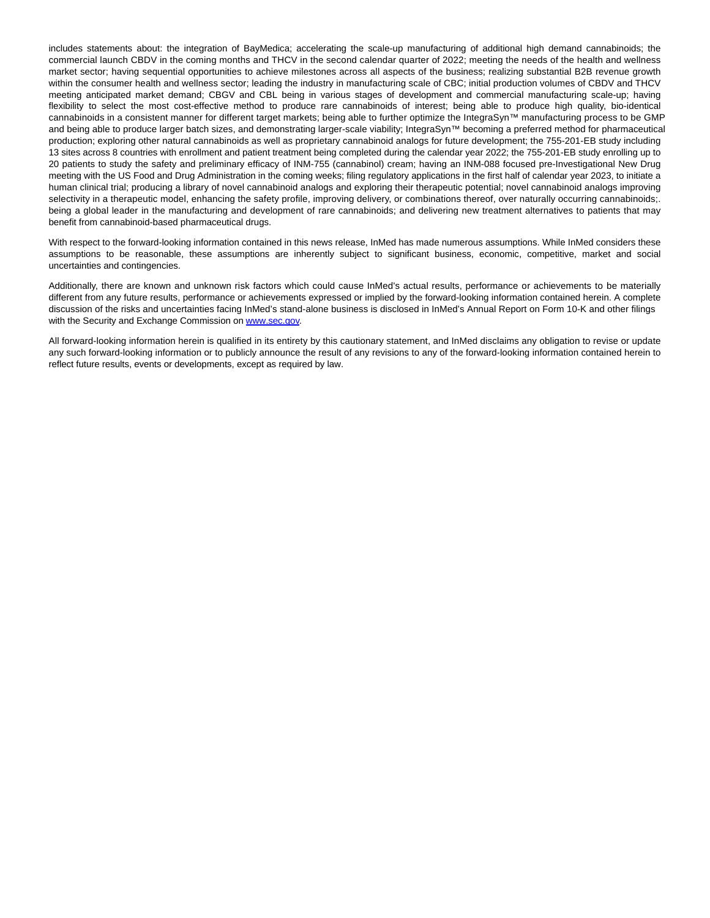includes statements about: the integration of BayMedica; accelerating the scale-up manufacturing of additional high demand cannabinoids; the commercial launch CBDV in the coming months and THCV in the second calendar quarter of 2022; meeting the needs of the health and wellness market sector; having sequential opportunities to achieve milestones across all aspects of the business; realizing substantial B2B revenue growth within the consumer health and wellness sector; leading the industry in manufacturing scale of CBC; initial production volumes of CBDV and THCV meeting anticipated market demand; CBGV and CBL being in various stages of development and commercial manufacturing scale-up; having flexibility to select the most cost-effective method to produce rare cannabinoids of interest; being able to produce high quality, bio-identical cannabinoids in a consistent manner for different target markets; being able to further optimize the IntegraSyn™ manufacturing process to be GMP and being able to produce larger batch sizes, and demonstrating larger-scale viability; IntegraSyn™ becoming a preferred method for pharmaceutical production; exploring other natural cannabinoids as well as proprietary cannabinoid analogs for future development; the 755-201-EB study including 13 sites across 8 countries with enrollment and patient treatment being completed during the calendar year 2022; the 755-201-EB study enrolling up to 20 patients to study the safety and preliminary efficacy of INM-755 (cannabinol) cream; having an INM-088 focused pre-Investigational New Drug meeting with the US Food and Drug Administration in the coming weeks; filing regulatory applications in the first half of calendar year 2023, to initiate a human clinical trial; producing a library of novel cannabinoid analogs and exploring their therapeutic potential; novel cannabinoid analogs improving selectivity in a therapeutic model, enhancing the safety profile, improving delivery, or combinations thereof, over naturally occurring cannabinoids;. being a global leader in the manufacturing and development of rare cannabinoids; and delivering new treatment alternatives to patients that may benefit from cannabinoid-based pharmaceutical drugs.

With respect to the forward-looking information contained in this news release, InMed has made numerous assumptions. While InMed considers these assumptions to be reasonable, these assumptions are inherently subject to significant business, economic, competitive, market and social uncertainties and contingencies.

Additionally, there are known and unknown risk factors which could cause InMed's actual results, performance or achievements to be materially different from any future results, performance or achievements expressed or implied by the forward-looking information contained herein. A complete discussion of the risks and uncertainties facing InMed's stand-alone business is disclosed in InMed's Annual Report on Form 10-K and other filings with the Security and Exchange Commission on www.sec.gov.

All forward-looking information herein is qualified in its entirety by this cautionary statement, and InMed disclaims any obligation to revise or update any such forward-looking information or to publicly announce the result of any revisions to any of the forward-looking information contained herein to reflect future results, events or developments, except as required by law.